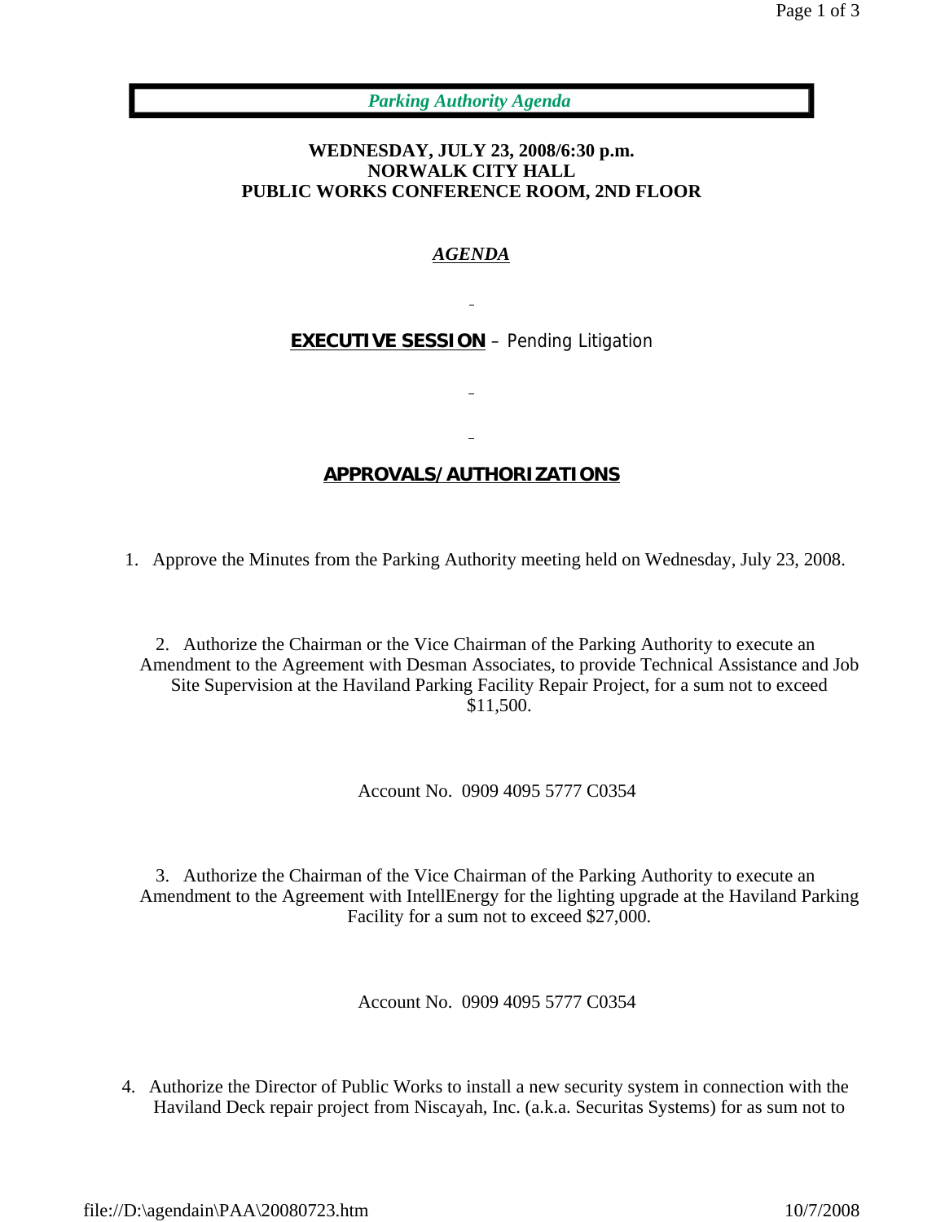# *Parking Authority Agenda*

**WEDNESDAY, JULY 23, 2008/6:30 p.m.**
**NORWALK CITY HALL**
**PUBLIC WORKS CONFERENCE ROOM, 2ND FLOOR**

## ***AGENDA***

## **EXECUTIVE SESSION** – Pending Litigation

## **APPROVALS/AUTHORIZATIONS**

1. Approve the Minutes from the Parking Authority meeting held on Wednesday, July 23, 2008.

2. Authorize the Chairman or the Vice Chairman of the Parking Authority to execute an Amendment to the Agreement with Desman Associates, to provide Technical Assistance and Job Site Supervision at the Haviland Parking Facility Repair Project, for a sum not to exceed $11,500.

   Account No. 0909 4095 5777 C0354

3. Authorize the Chairman of the Vice Chairman of the Parking Authority to execute an Amendment to the Agreement with IntellEnergy for the lighting upgrade at the Haviland Parking Facility for a sum not to exceed $27,000.

   Account No. 0909 4095 5777 C0354

4. Authorize the Director of Public Works to install a new security system in connection with the Haviland Deck repair project from Niscayah, Inc. (a.k.a. Securitas Systems) for as sum not to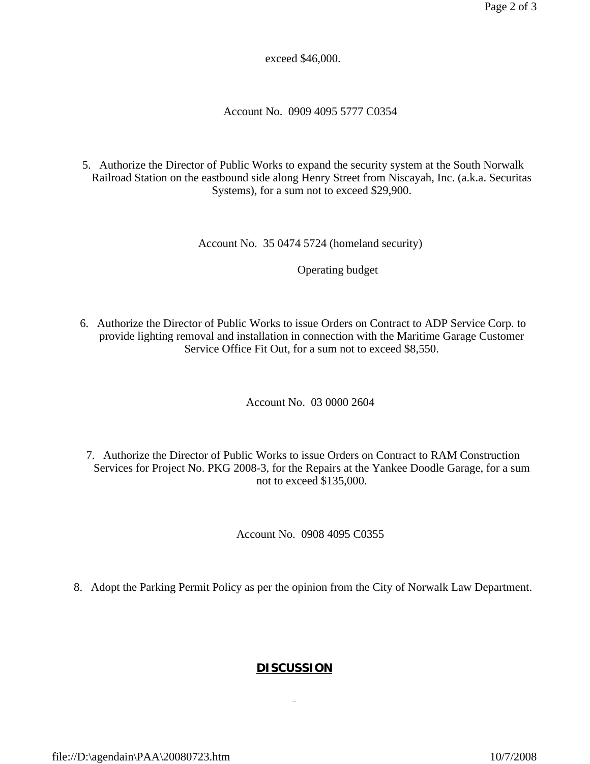exceed $46,000.

Account No. 0909 4095 5777 C0354

5. Authorize the Director of Public Works to expand the security system at the South Norwalk Railroad Station on the eastbound side along Henry Street from Niscayah, Inc. (a.k.a. Securitas Systems), for a sum not to exceed $29,900.

Account No. 35 0474 5724 (homeland security)

Operating budget

6. Authorize the Director of Public Works to issue Orders on Contract to ADP Service Corp. to provide lighting removal and installation in connection with the Maritime Garage Customer Service Office Fit Out, for a sum not to exceed $8,550.

Account No. 03 0000 2604

7. Authorize the Director of Public Works to issue Orders on Contract to RAM Construction Services for Project No. PKG 2008-3, for the Repairs at the Yankee Doodle Garage, for a sum not to exceed $135,000.

Account No. 0908 4095 C0355

8. Adopt the Parking Permit Policy as per the opinion from the City of Norwalk Law Department.

## DISCUSSION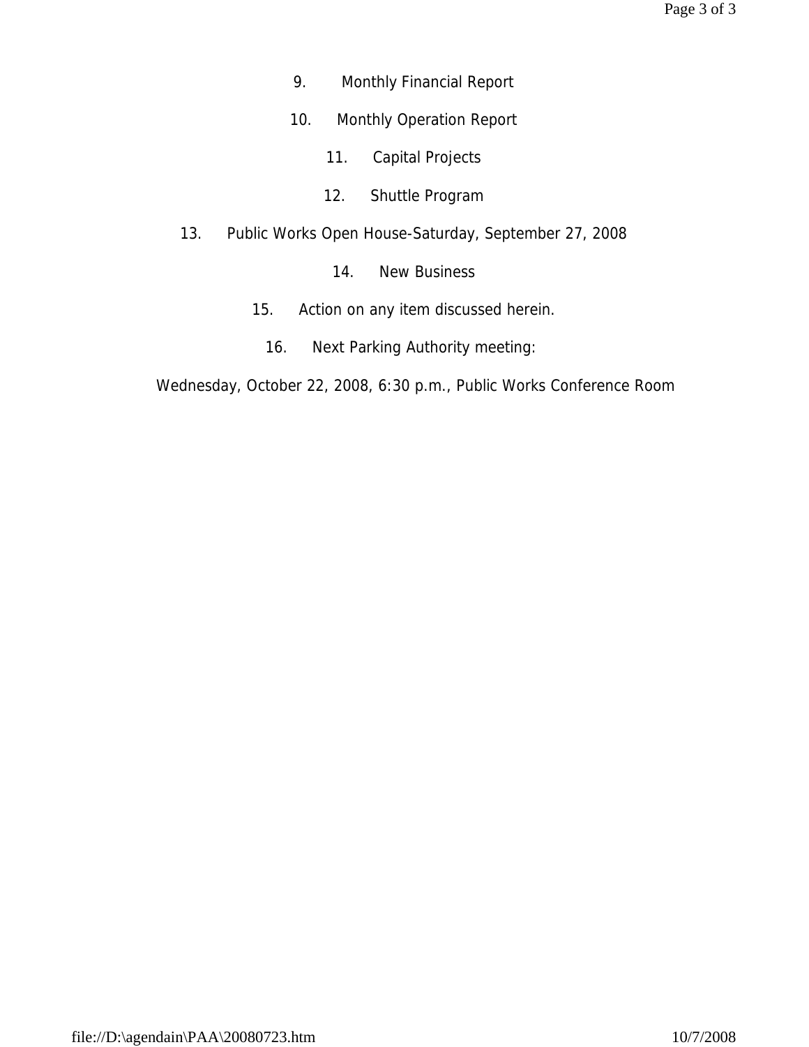9. Monthly Financial Report

10. Monthly Operation Report

11. Capital Projects

12. Shuttle Program

13. Public Works Open House-Saturday, September 27, 2008

14. New Business

15. Action on any item discussed herein.

16. Next Parking Authority meeting:

Wednesday, October 22, 2008, 6:30 p.m., Public Works Conference Room